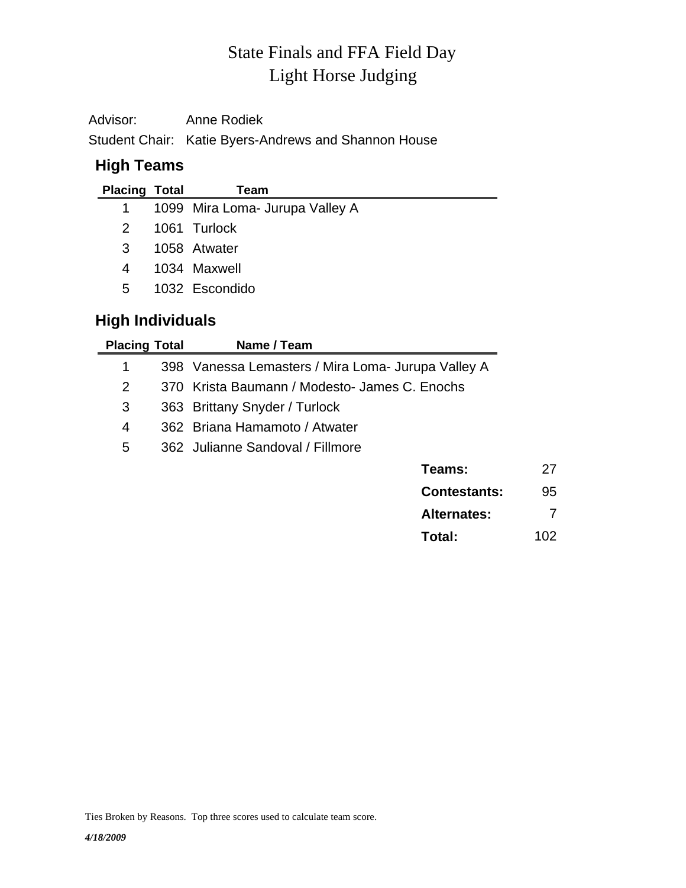# State Finals and FFA Field Day
# Light Horse Judging

Advisor: Anne Rodiek

Student Chair: Katie Byers-Andrews and Shannon House

## High Teams

| Placing | Total | Team |
|---|---|---|
| 1 | 1099 | Mira Loma- Jurupa Valley A |
| 2 | 1061 | Turlock |
| 3 | 1058 | Atwater |
| 4 | 1034 | Maxwell |
| 5 | 1032 | Escondido |

## High Individuals

| Placing | Total | Name / Team |
|---|---|---|
| 1 | 398 | Vanessa Lemasters / Mira Loma- Jurupa Valley A |
| 2 | 370 | Krista Baumann / Modesto- James C. Enochs |
| 3 | 363 | Brittany Snyder / Turlock |
| 4 | 362 | Briana Hamamoto / Atwater |
| 5 | 362 | Julianne Sandoval / Fillmore |

| | |
|---|---|
| **Teams:** | 27 |
| **Contestants:** | 95 |
| **Alternates:** | 7 |
| **Total:** | 102 |

Ties Broken by Reasons. Top three scores used to calculate team score.

***4/18/2009***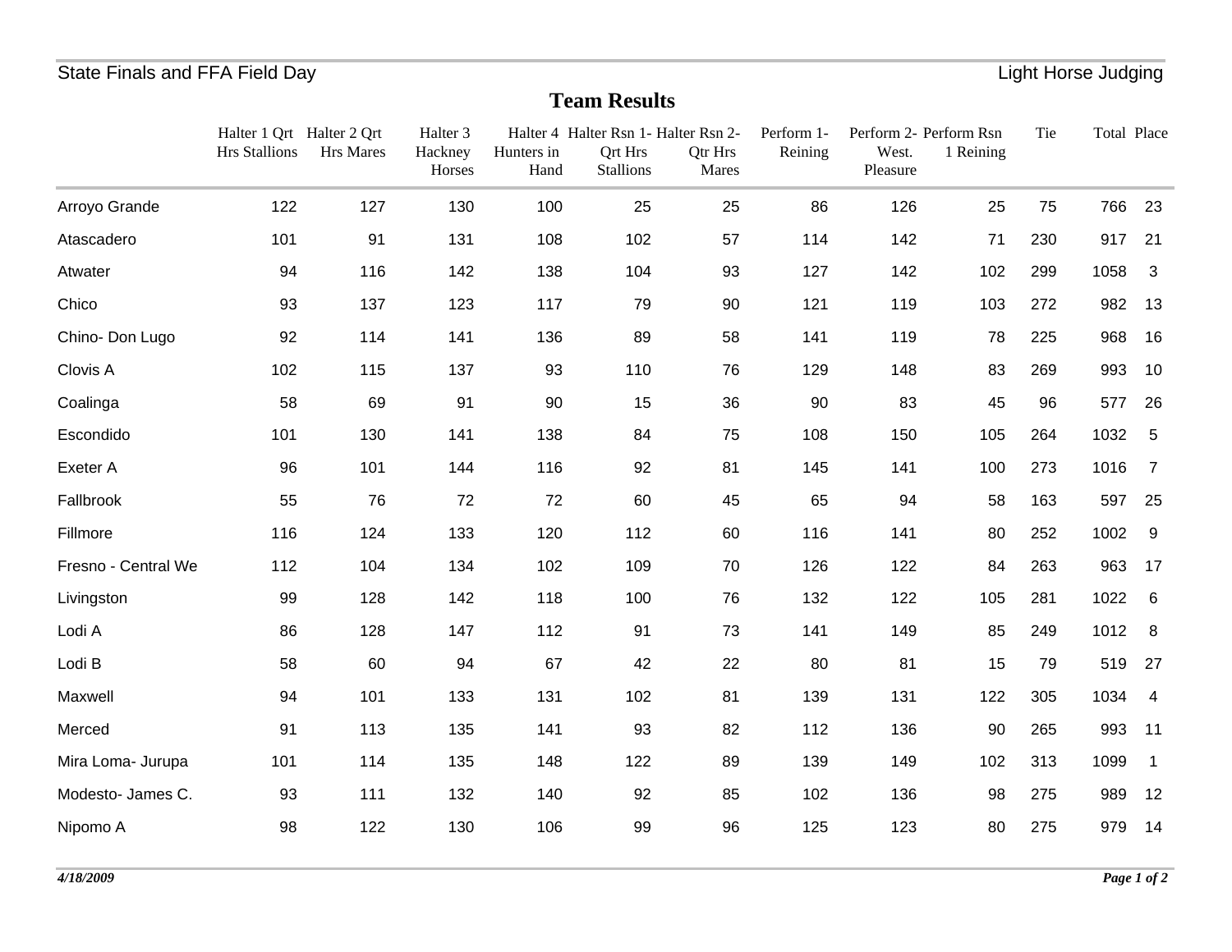State Finals and FFA Field Day — Light Horse Judging

## Team Results

| | Halter 1 Qrt Hrs Stallions | Halter 2 Qrt Hrs Mares | Halter 3 Hackney Horses | Halter 4 Hunters in Hand | Halter Rsn 1- Qrt Hrs Stallions | Halter Rsn 2- Qtr Hrs Mares | Perform 1- Reining | Perform 2- West. Pleasure | Perform Rsn 1 Reining | Tie | Total | Place |
|---|---|---|---|---|---|---|---|---|---|---|---|---|
| Arroyo Grande | 122 | 127 | 130 | 100 | 25 | 25 | 86 | 126 | 25 | 75 | 766 | 23 |
| Atascadero | 101 | 91 | 131 | 108 | 102 | 57 | 114 | 142 | 71 | 230 | 917 | 21 |
| Atwater | 94 | 116 | 142 | 138 | 104 | 93 | 127 | 142 | 102 | 299 | 1058 | 3 |
| Chico | 93 | 137 | 123 | 117 | 79 | 90 | 121 | 119 | 103 | 272 | 982 | 13 |
| Chino- Don Lugo | 92 | 114 | 141 | 136 | 89 | 58 | 141 | 119 | 78 | 225 | 968 | 16 |
| Clovis A | 102 | 115 | 137 | 93 | 110 | 76 | 129 | 148 | 83 | 269 | 993 | 10 |
| Coalinga | 58 | 69 | 91 | 90 | 15 | 36 | 90 | 83 | 45 | 96 | 577 | 26 |
| Escondido | 101 | 130 | 141 | 138 | 84 | 75 | 108 | 150 | 105 | 264 | 1032 | 5 |
| Exeter A | 96 | 101 | 144 | 116 | 92 | 81 | 145 | 141 | 100 | 273 | 1016 | 7 |
| Fallbrook | 55 | 76 | 72 | 72 | 60 | 45 | 65 | 94 | 58 | 163 | 597 | 25 |
| Fillmore | 116 | 124 | 133 | 120 | 112 | 60 | 116 | 141 | 80 | 252 | 1002 | 9 |
| Fresno - Central We | 112 | 104 | 134 | 102 | 109 | 70 | 126 | 122 | 84 | 263 | 963 | 17 |
| Livingston | 99 | 128 | 142 | 118 | 100 | 76 | 132 | 122 | 105 | 281 | 1022 | 6 |
| Lodi A | 86 | 128 | 147 | 112 | 91 | 73 | 141 | 149 | 85 | 249 | 1012 | 8 |
| Lodi B | 58 | 60 | 94 | 67 | 42 | 22 | 80 | 81 | 15 | 79 | 519 | 27 |
| Maxwell | 94 | 101 | 133 | 131 | 102 | 81 | 139 | 131 | 122 | 305 | 1034 | 4 |
| Merced | 91 | 113 | 135 | 141 | 93 | 82 | 112 | 136 | 90 | 265 | 993 | 11 |
| Mira Loma- Jurupa | 101 | 114 | 135 | 148 | 122 | 89 | 139 | 149 | 102 | 313 | 1099 | 1 |
| Modesto- James C. | 93 | 111 | 132 | 140 | 92 | 85 | 102 | 136 | 98 | 275 | 989 | 12 |
| Nipomo A | 98 | 122 | 130 | 106 | 99 | 96 | 125 | 123 | 80 | 275 | 979 | 14 |

*4/18/2009*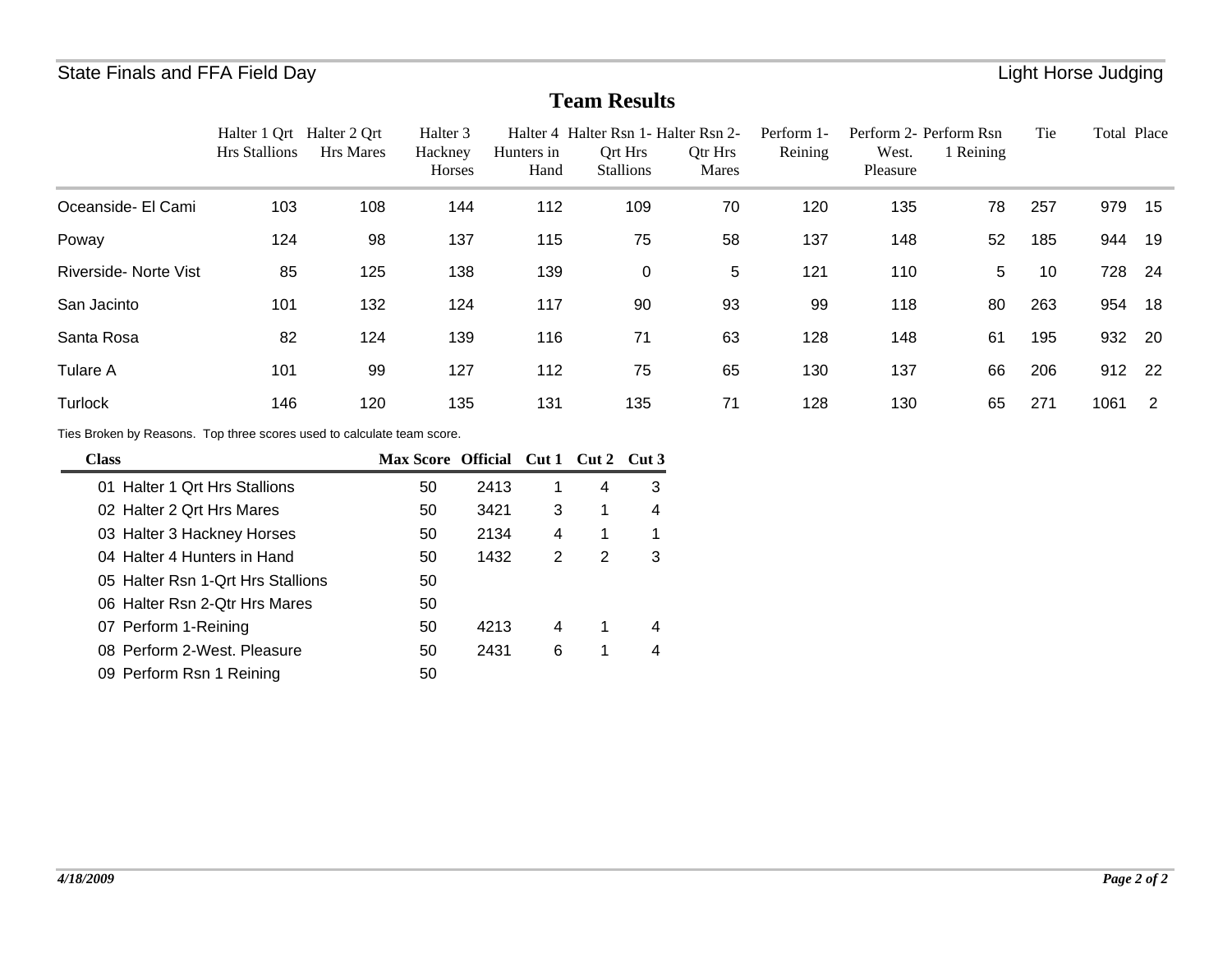## Team Results

| | Halter 1 Qrt Hrs Stallions | Halter 2 Qrt Hrs Mares | Halter 3 Hackney Horses | Halter 4 Hunters in Hand | Halter Rsn 1- Qrt Hrs Stallions | Halter Rsn 2- Qtr Hrs Mares | Perform 1- Reining | Perform 2- West. Pleasure | Perform Rsn 1 Reining | Tie | Total | Place |
|---|---|---|---|---|---|---|---|---|---|---|---|---|
| Oceanside- El Cami | 103 | 108 | 144 | 112 | 109 | 70 | 120 | 135 | 78 | 257 | 979 | 15 |
| Poway | 124 | 98 | 137 | 115 | 75 | 58 | 137 | 148 | 52 | 185 | 944 | 19 |
| Riverside- Norte Vist | 85 | 125 | 138 | 139 | 0 | 5 | 121 | 110 | 5 | 10 | 728 | 24 |
| San Jacinto | 101 | 132 | 124 | 117 | 90 | 93 | 99 | 118 | 80 | 263 | 954 | 18 |
| Santa Rosa | 82 | 124 | 139 | 116 | 71 | 63 | 128 | 148 | 61 | 195 | 932 | 20 |
| Tulare A | 101 | 99 | 127 | 112 | 75 | 65 | 130 | 137 | 66 | 206 | 912 | 22 |
| Turlock | 146 | 120 | 135 | 131 | 135 | 71 | 128 | 130 | 65 | 271 | 1061 | 2 |

Ties Broken by Reasons. Top three scores used to calculate team score.

| Class | Max Score | Official | Cut 1 | Cut 2 | Cut 3 |
|---|---|---|---|---|---|
| 01 Halter 1 Qrt Hrs Stallions | 50 | 2413 | 1 | 4 | 3 |
| 02 Halter 2 Qrt Hrs Mares | 50 | 3421 | 3 | 1 | 4 |
| 03 Halter 3 Hackney Horses | 50 | 2134 | 4 | 1 | 1 |
| 04 Halter 4 Hunters in Hand | 50 | 1432 | 2 | 2 | 3 |
| 05 Halter Rsn 1-Qrt Hrs Stallions | 50 | | | | |
| 06 Halter Rsn 2-Qtr Hrs Mares | 50 | | | | |
| 07 Perform 1-Reining | 50 | 4213 | 4 | 1 | 4 |
| 08 Perform 2-West. Pleasure | 50 | 2431 | 6 | 1 | 4 |
| 09 Perform Rsn 1 Reining | 50 | | | | |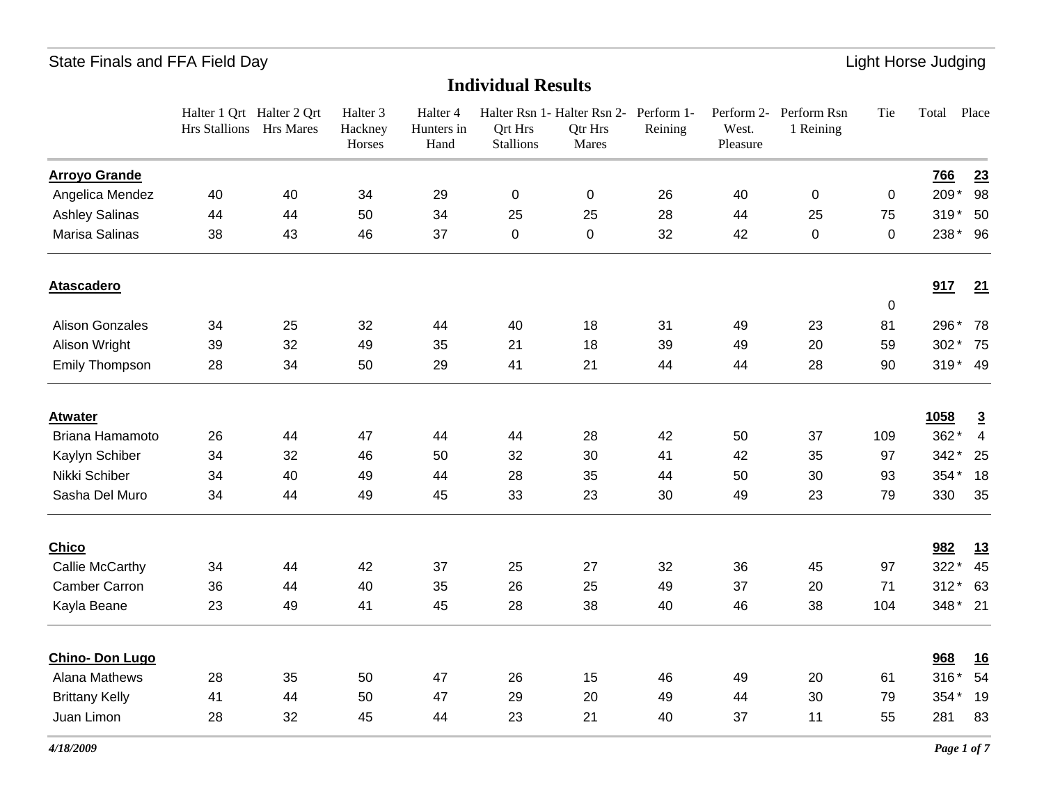State Finals and FFA Field Day — Light Horse Judging

## Individual Results

| | Halter 1 Qrt Hrs Stallions | Halter 2 Qrt Hrs Mares | Halter 3 Hackney Horses | Halter 4 Hunters in Hand | Halter Rsn 1- Qrt Hrs Stallions | Halter Rsn 2- Qtr Hrs Mares | Perform 1- Reining | Perform 2- West. Pleasure | Perform Rsn 1 Reining | Tie | Total | Place |
|---|---|---|---|---|---|---|---|---|---|---|---|---|
| **Arroyo Grande** | | | | | | | | | | | **766** | **23** |
| Angelica Mendez | 40 | 40 | 34 | 29 | 0 | 0 | 26 | 40 | 0 | 0 | 209 * | 98 |
| Ashley Salinas | 44 | 44 | 50 | 34 | 25 | 25 | 28 | 44 | 25 | 75 | 319 * | 50 |
| Marisa Salinas | 38 | 43 | 46 | 37 | 0 | 0 | 32 | 42 | 0 | 0 | 238 * | 96 |
| **Atascadero** | | | | | | | | | | 0 | **917** | **21** |
| Alison Gonzales | 34 | 25 | 32 | 44 | 40 | 18 | 31 | 49 | 23 | 81 | 296 * | 78 |
| Alison Wright | 39 | 32 | 49 | 35 | 21 | 18 | 39 | 49 | 20 | 59 | 302 * | 75 |
| Emily Thompson | 28 | 34 | 50 | 29 | 41 | 21 | 44 | 44 | 28 | 90 | 319 * | 49 |
| **Atwater** | | | | | | | | | | | **1058** | **3** |
| Briana Hamamoto | 26 | 44 | 47 | 44 | 44 | 28 | 42 | 50 | 37 | 109 | 362 * | 4 |
| Kaylyn Schiber | 34 | 32 | 46 | 50 | 32 | 30 | 41 | 42 | 35 | 97 | 342 * | 25 |
| Nikki Schiber | 34 | 40 | 49 | 44 | 28 | 35 | 44 | 50 | 30 | 93 | 354 * | 18 |
| Sasha Del Muro | 34 | 44 | 49 | 45 | 33 | 23 | 30 | 49 | 23 | 79 | 330 | 35 |
| **Chico** | | | | | | | | | | | **982** | **13** |
| Callie McCarthy | 34 | 44 | 42 | 37 | 25 | 27 | 32 | 36 | 45 | 97 | 322 * | 45 |
| Camber Carron | 36 | 44 | 40 | 35 | 26 | 25 | 49 | 37 | 20 | 71 | 312 * | 63 |
| Kayla Beane | 23 | 49 | 41 | 45 | 28 | 38 | 40 | 46 | 38 | 104 | 348 * | 21 |
| **Chino- Don Lugo** | | | | | | | | | | | **968** | **16** |
| Alana Mathews | 28 | 35 | 50 | 47 | 26 | 15 | 46 | 49 | 20 | 61 | 316 * | 54 |
| Brittany Kelly | 41 | 44 | 50 | 47 | 29 | 20 | 49 | 44 | 30 | 79 | 354 * | 19 |
| Juan Limon | 28 | 32 | 45 | 44 | 23 | 21 | 40 | 37 | 11 | 55 | 281 | 83 |

*4/18/2009*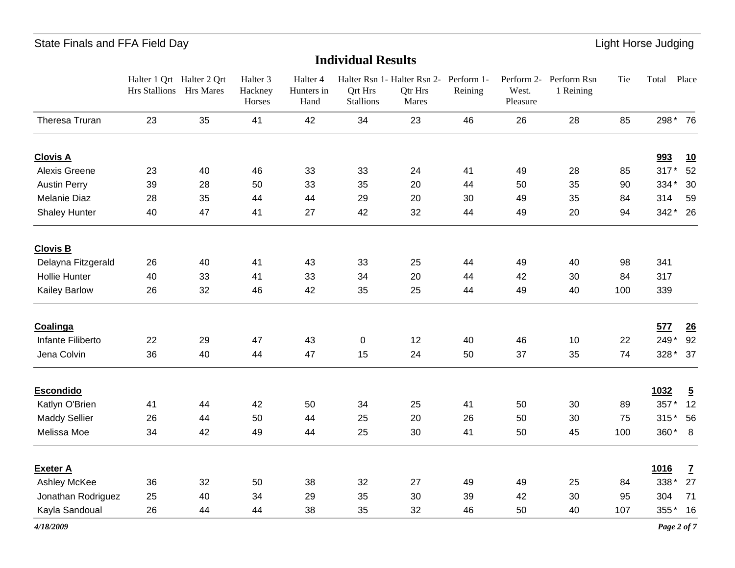## Individual Results

| | Halter 1 Qrt Hrs Stallions | Halter 2 Qrt Hrs Mares | Halter 3 Hackney Horses | Halter 4 Hunters in Hand | Halter Rsn 1- Qrt Hrs Stallions | Halter Rsn 2- Qtr Hrs Mares | Perform 1- Reining | Perform 2- West. Pleasure | Perform Rsn 1 Reining | Tie | Total | Place |
|---|---|---|---|---|---|---|---|---|---|---|---|---|
| Theresa Truran | 23 | 35 | 41 | 42 | 34 | 23 | 46 | 26 | 28 | 85 | 298 * | 76 |
| **Clovis A** | | | | | | | | | | | **993** | **10** |
| Alexis Greene | 23 | 40 | 46 | 33 | 33 | 24 | 41 | 49 | 28 | 85 | 317 * | 52 |
| Austin Perry | 39 | 28 | 50 | 33 | 35 | 20 | 44 | 50 | 35 | 90 | 334 * | 30 |
| Melanie Diaz | 28 | 35 | 44 | 44 | 29 | 20 | 30 | 49 | 35 | 84 | 314 | 59 |
| Shaley Hunter | 40 | 47 | 41 | 27 | 42 | 32 | 44 | 49 | 20 | 94 | 342 * | 26 |
| **Clovis B** | | | | | | | | | | | | |
| Delayna Fitzgerald | 26 | 40 | 41 | 43 | 33 | 25 | 44 | 49 | 40 | 98 | 341 | |
| Hollie Hunter | 40 | 33 | 41 | 33 | 34 | 20 | 44 | 42 | 30 | 84 | 317 | |
| Kailey Barlow | 26 | 32 | 46 | 42 | 35 | 25 | 44 | 49 | 40 | 100 | 339 | |
| **Coalinga** | | | | | | | | | | | **577** | **26** |
| Infante Filiberto | 22 | 29 | 47 | 43 | 0 | 12 | 40 | 46 | 10 | 22 | 249 * | 92 |
| Jena Colvin | 36 | 40 | 44 | 47 | 15 | 24 | 50 | 37 | 35 | 74 | 328 * | 37 |
| **Escondido** | | | | | | | | | | | **1032** | **5** |
| Katlyn O'Brien | 41 | 44 | 42 | 50 | 34 | 25 | 41 | 50 | 30 | 89 | 357 * | 12 |
| Maddy Sellier | 26 | 44 | 50 | 44 | 25 | 20 | 26 | 50 | 30 | 75 | 315 * | 56 |
| Melissa Moe | 34 | 42 | 49 | 44 | 25 | 30 | 41 | 50 | 45 | 100 | 360 * | 8 |
| **Exeter A** | | | | | | | | | | | **1016** | **7** |
| Ashley McKee | 36 | 32 | 50 | 38 | 32 | 27 | 49 | 49 | 25 | 84 | 338 * | 27 |
| Jonathan Rodriguez | 25 | 40 | 34 | 29 | 35 | 30 | 39 | 42 | 30 | 95 | 304 | 71 |
| Kayla Sandoual | 26 | 44 | 44 | 38 | 35 | 32 | 46 | 50 | 40 | 107 | 355 * | 16 |

*4/18/2009*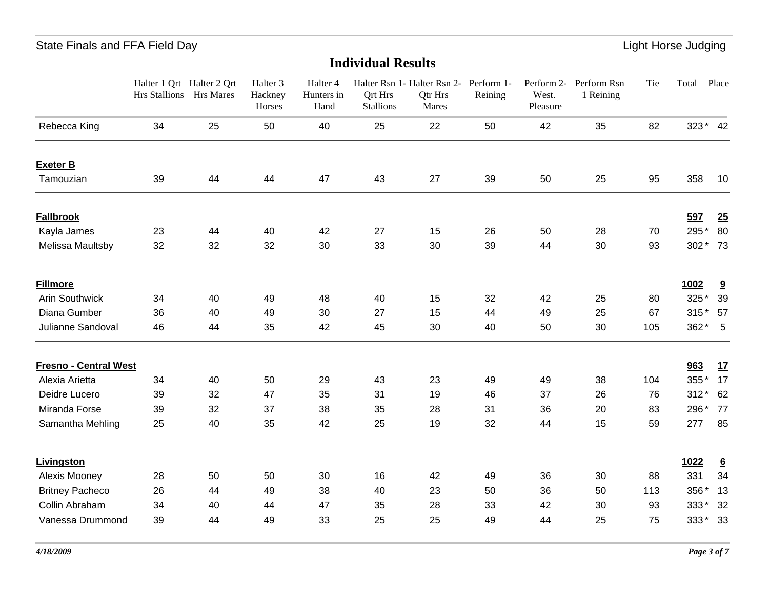## Individual Results

| | Halter 1 Qrt Hrs Stallions | Halter 2 Qrt Hrs Mares | Halter 3 Hackney Horses | Halter 4 Hunters in Hand | Halter Rsn 1- Qrt Hrs Stallions | Halter Rsn 2- Qtr Hrs Mares | Perform 1- Reining | Perform 2- West. Pleasure | Perform Rsn 1 Reining | Tie | Total | Place |
|---|---|---|---|---|---|---|---|---|---|---|---|---|
| Rebecca King | 34 | 25 | 50 | 40 | 25 | 22 | 50 | 42 | 35 | 82 | 323 * | 42 |
| **Exeter B** | | | | | | | | | | | | |
| Tamouzian | 39 | 44 | 44 | 47 | 43 | 27 | 39 | 50 | 25 | 95 | 358 | 10 |
| **Fallbrook** | | | | | | | | | | | **597** | **25** |
| Kayla James | 23 | 44 | 40 | 42 | 27 | 15 | 26 | 50 | 28 | 70 | 295 * | 80 |
| Melissa Maultsby | 32 | 32 | 32 | 30 | 33 | 30 | 39 | 44 | 30 | 93 | 302 * | 73 |
| **Fillmore** | | | | | | | | | | | **1002** | **9** |
| Arin Southwick | 34 | 40 | 49 | 48 | 40 | 15 | 32 | 42 | 25 | 80 | 325 * | 39 |
| Diana Gumber | 36 | 40 | 49 | 30 | 27 | 15 | 44 | 49 | 25 | 67 | 315 * | 57 |
| Julianne Sandoval | 46 | 44 | 35 | 42 | 45 | 30 | 40 | 50 | 30 | 105 | 362 * | 5 |
| **Fresno - Central West** | | | | | | | | | | | **963** | **17** |
| Alexia Arietta | 34 | 40 | 50 | 29 | 43 | 23 | 49 | 49 | 38 | 104 | 355 * | 17 |
| Deidre Lucero | 39 | 32 | 47 | 35 | 31 | 19 | 46 | 37 | 26 | 76 | 312 * | 62 |
| Miranda Forse | 39 | 32 | 37 | 38 | 35 | 28 | 31 | 36 | 20 | 83 | 296 * | 77 |
| Samantha Mehling | 25 | 40 | 35 | 42 | 25 | 19 | 32 | 44 | 15 | 59 | 277 | 85 |
| **Livingston** | | | | | | | | | | | **1022** | **6** |
| Alexis Mooney | 28 | 50 | 50 | 30 | 16 | 42 | 49 | 36 | 30 | 88 | 331 | 34 |
| Britney Pacheco | 26 | 44 | 49 | 38 | 40 | 23 | 50 | 36 | 50 | 113 | 356 * | 13 |
| Collin Abraham | 34 | 40 | 44 | 47 | 35 | 28 | 33 | 42 | 30 | 93 | 333 * | 32 |
| Vanessa Drummond | 39 | 44 | 49 | 33 | 25 | 25 | 49 | 44 | 25 | 75 | 333 * | 33 |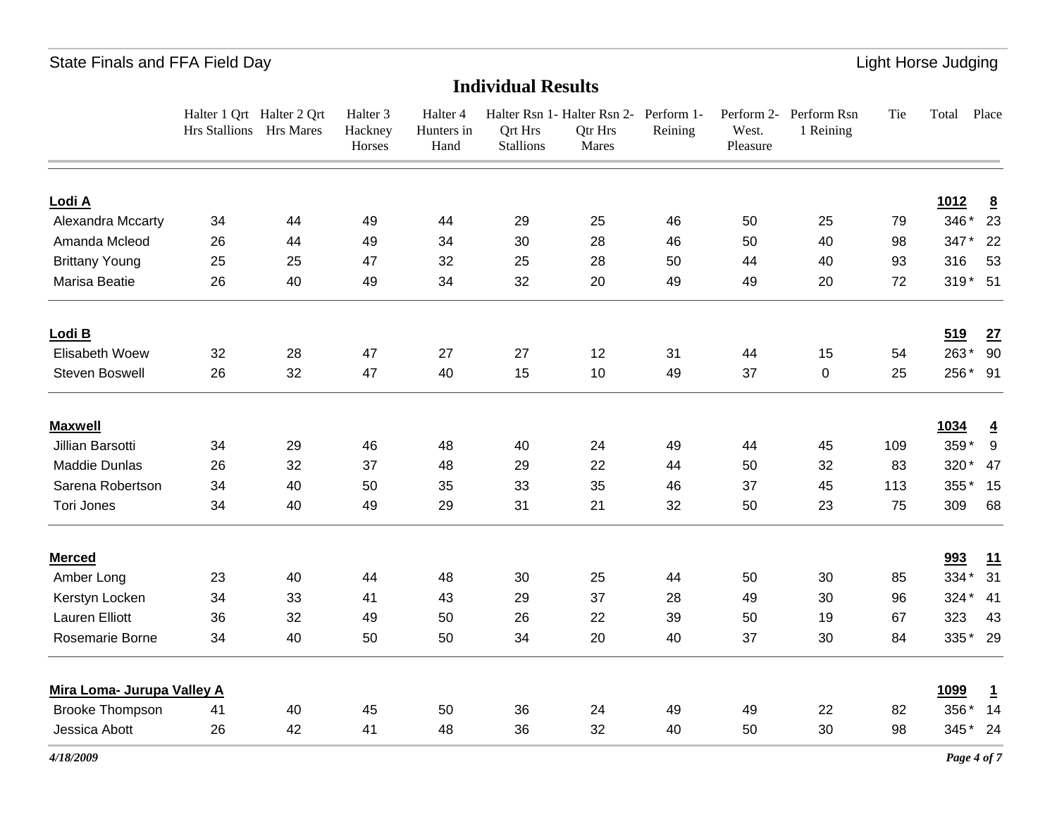State Finals and FFA Field Day — Light Horse Judging

## Individual Results

| | Halter 1 Qrt Hrs Stallions | Halter 2 Qrt Hrs Mares | Halter 3 Hackney Horses | Halter 4 Hunters in Hand | Halter Rsn 1- Qrt Hrs Stallions | Halter Rsn 2- Qtr Hrs Mares | Perform 1- Reining | Perform 2- West. Pleasure | Perform Rsn 1 Reining | Tie | Total | Place |
|---|---|---|---|---|---|---|---|---|---|---|---|---|
| **Lodi A** | | | | | | | | | | | **1012** | **8** |
| Alexandra Mccarty | 34 | 44 | 49 | 44 | 29 | 25 | 46 | 50 | 25 | 79 | 346 * | 23 |
| Amanda Mcleod | 26 | 44 | 49 | 34 | 30 | 28 | 46 | 50 | 40 | 98 | 347 * | 22 |
| Brittany Young | 25 | 25 | 47 | 32 | 25 | 28 | 50 | 44 | 40 | 93 | 316 | 53 |
| Marisa Beatie | 26 | 40 | 49 | 34 | 32 | 20 | 49 | 49 | 20 | 72 | 319 * | 51 |
| **Lodi B** | | | | | | | | | | | **519** | **27** |
| Elisabeth Woew | 32 | 28 | 47 | 27 | 27 | 12 | 31 | 44 | 15 | 54 | 263 * | 90 |
| Steven Boswell | 26 | 32 | 47 | 40 | 15 | 10 | 49 | 37 | 0 | 25 | 256 * | 91 |
| **Maxwell** | | | | | | | | | | | **1034** | **4** |
| Jillian Barsotti | 34 | 29 | 46 | 48 | 40 | 24 | 49 | 44 | 45 | 109 | 359 * | 9 |
| Maddie Dunlas | 26 | 32 | 37 | 48 | 29 | 22 | 44 | 50 | 32 | 83 | 320 * | 47 |
| Sarena Robertson | 34 | 40 | 50 | 35 | 33 | 35 | 46 | 37 | 45 | 113 | 355 * | 15 |
| Tori Jones | 34 | 40 | 49 | 29 | 31 | 21 | 32 | 50 | 23 | 75 | 309 | 68 |
| **Merced** | | | | | | | | | | | **993** | **11** |
| Amber Long | 23 | 40 | 44 | 48 | 30 | 25 | 44 | 50 | 30 | 85 | 334 * | 31 |
| Kerstyn Locken | 34 | 33 | 41 | 43 | 29 | 37 | 28 | 49 | 30 | 96 | 324 * | 41 |
| Lauren Elliott | 36 | 32 | 49 | 50 | 26 | 22 | 39 | 50 | 19 | 67 | 323 | 43 |
| Rosemarie Borne | 34 | 40 | 50 | 50 | 34 | 20 | 40 | 37 | 30 | 84 | 335 * | 29 |
| **Mira Loma- Jurupa Valley A** | | | | | | | | | | | **1099** | **1** |
| Brooke Thompson | 41 | 40 | 45 | 50 | 36 | 24 | 49 | 49 | 22 | 82 | 356 * | 14 |
| Jessica Abott | 26 | 42 | 41 | 48 | 36 | 32 | 40 | 50 | 30 | 98 | 345 * | 24 |

*4/18/2009*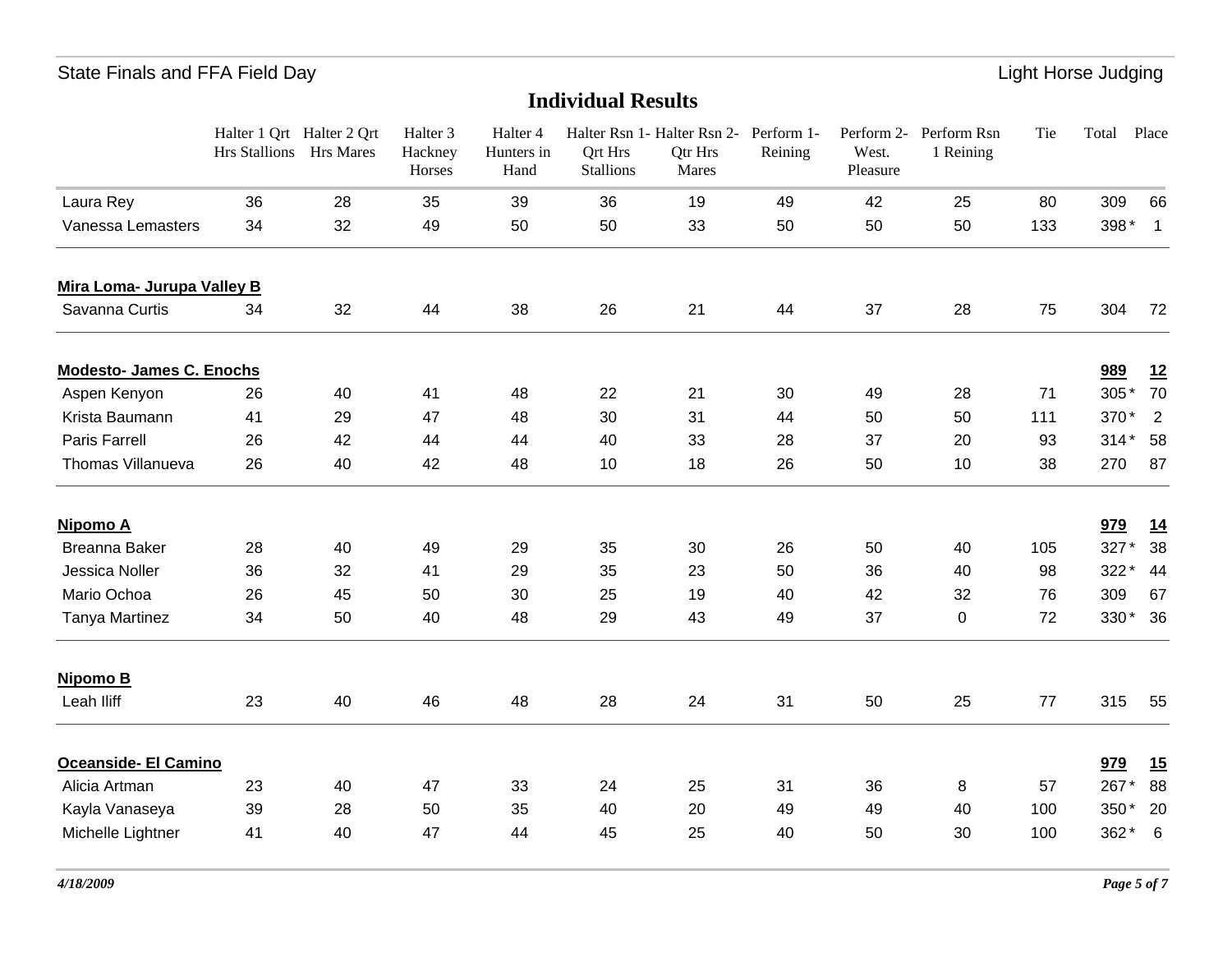## Individual Results

| | Halter 1 Qrt Hrs Stallions | Halter 2 Qrt Hrs Mares | Halter 3 Hackney Horses | Halter 4 Hunters in Hand | Halter Rsn 1- Qrt Hrs Stallions | Halter Rsn 2- Qtr Hrs Mares | Perform 1- Reining | Perform 2- West. Pleasure | Perform Rsn 1 Reining | Tie | Total | Place |
|---|---|---|---|---|---|---|---|---|---|---|---|---|
| Laura Rey | 36 | 28 | 35 | 39 | 36 | 19 | 49 | 42 | 25 | 80 | 309 | 66 |
| Vanessa Lemasters | 34 | 32 | 49 | 50 | 50 | 33 | 50 | 50 | 50 | 133 | 398 * | 1 |
| **Mira Loma- Jurupa Valley B** | | | | | | | | | | | | |
| Savanna Curtis | 34 | 32 | 44 | 38 | 26 | 21 | 44 | 37 | 28 | 75 | 304 | 72 |
| **Modesto- James C. Enochs** | | | | | | | | | | | **989** | **12** |
| Aspen Kenyon | 26 | 40 | 41 | 48 | 22 | 21 | 30 | 49 | 28 | 71 | 305 * | 70 |
| Krista Baumann | 41 | 29 | 47 | 48 | 30 | 31 | 44 | 50 | 50 | 111 | 370 * | 2 |
| Paris Farrell | 26 | 42 | 44 | 44 | 40 | 33 | 28 | 37 | 20 | 93 | 314 * | 58 |
| Thomas Villanueva | 26 | 40 | 42 | 48 | 10 | 18 | 26 | 50 | 10 | 38 | 270 | 87 |
| **Nipomo A** | | | | | | | | | | | **979** | **14** |
| Breanna Baker | 28 | 40 | 49 | 29 | 35 | 30 | 26 | 50 | 40 | 105 | 327 * | 38 |
| Jessica Noller | 36 | 32 | 41 | 29 | 35 | 23 | 50 | 36 | 40 | 98 | 322 * | 44 |
| Mario Ochoa | 26 | 45 | 50 | 30 | 25 | 19 | 40 | 42 | 32 | 76 | 309 | 67 |
| Tanya Martinez | 34 | 50 | 40 | 48 | 29 | 43 | 49 | 37 | 0 | 72 | 330 * | 36 |
| **Nipomo B** | | | | | | | | | | | | |
| Leah Iliff | 23 | 40 | 46 | 48 | 28 | 24 | 31 | 50 | 25 | 77 | 315 | 55 |
| **Oceanside- El Camino** | | | | | | | | | | | **979** | **15** |
| Alicia Artman | 23 | 40 | 47 | 33 | 24 | 25 | 31 | 36 | 8 | 57 | 267 * | 88 |
| Kayla Vanaseya | 39 | 28 | 50 | 35 | 40 | 20 | 49 | 49 | 40 | 100 | 350 * | 20 |
| Michelle Lightner | 41 | 40 | 47 | 44 | 45 | 25 | 40 | 50 | 30 | 100 | 362 * | 6 |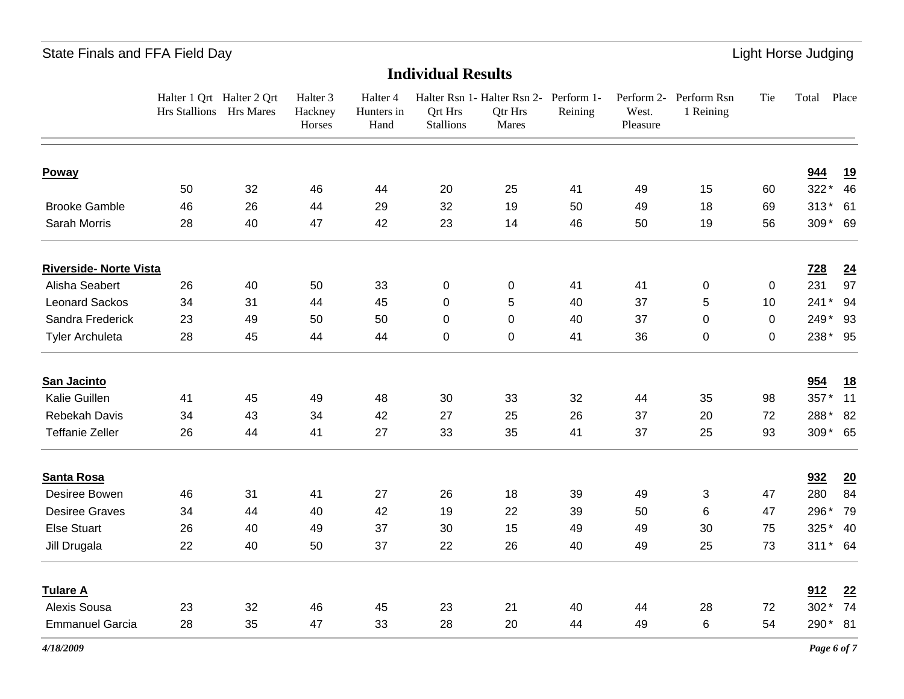State Finals and FFA Field Day — Light Horse Judging

## Individual Results

| | Halter 1 Qrt Hrs Stallions | Halter 2 Qrt Hrs Mares | Halter 3 Hackney Horses | Halter 4 Hunters in Hand | Halter Rsn 1- Qrt Hrs Stallions | Halter Rsn 2- Qtr Hrs Mares | Perform 1- Reining | Perform 2- West. Pleasure | Perform Rsn 1 Reining | Tie | Total | Place |
|---|---|---|---|---|---|---|---|---|---|---|---|---|
| **Poway** | | | | | | | | | | | **944** | **19** |
| | 50 | 32 | 46 | 44 | 20 | 25 | 41 | 49 | 15 | 60 | 322 * | 46 |
| Brooke Gamble | 46 | 26 | 44 | 29 | 32 | 19 | 50 | 49 | 18 | 69 | 313 * | 61 |
| Sarah Morris | 28 | 40 | 47 | 42 | 23 | 14 | 46 | 50 | 19 | 56 | 309 * | 69 |
| **Riverside- Norte Vista** | | | | | | | | | | | **728** | **24** |
| Alisha Seabert | 26 | 40 | 50 | 33 | 0 | 0 | 41 | 41 | 0 | 0 | 231 | 97 |
| Leonard Sackos | 34 | 31 | 44 | 45 | 0 | 5 | 40 | 37 | 5 | 10 | 241 * | 94 |
| Sandra Frederick | 23 | 49 | 50 | 50 | 0 | 0 | 40 | 37 | 0 | 0 | 249 * | 93 |
| Tyler Archuleta | 28 | 45 | 44 | 44 | 0 | 0 | 41 | 36 | 0 | 0 | 238 * | 95 |
| **San Jacinto** | | | | | | | | | | | **954** | **18** |
| Kalie Guillen | 41 | 45 | 49 | 48 | 30 | 33 | 32 | 44 | 35 | 98 | 357 * | 11 |
| Rebekah Davis | 34 | 43 | 34 | 42 | 27 | 25 | 26 | 37 | 20 | 72 | 288 * | 82 |
| Teffanie Zeller | 26 | 44 | 41 | 27 | 33 | 35 | 41 | 37 | 25 | 93 | 309 * | 65 |
| **Santa Rosa** | | | | | | | | | | | **932** | **20** |
| Desiree Bowen | 46 | 31 | 41 | 27 | 26 | 18 | 39 | 49 | 3 | 47 | 280 | 84 |
| Desiree Graves | 34 | 44 | 40 | 42 | 19 | 22 | 39 | 50 | 6 | 47 | 296 * | 79 |
| Else Stuart | 26 | 40 | 49 | 37 | 30 | 15 | 49 | 49 | 30 | 75 | 325 * | 40 |
| Jill Drugala | 22 | 40 | 50 | 37 | 22 | 26 | 40 | 49 | 25 | 73 | 311 * | 64 |
| **Tulare A** | | | | | | | | | | | **912** | **22** |
| Alexis Sousa | 23 | 32 | 46 | 45 | 23 | 21 | 40 | 44 | 28 | 72 | 302 * | 74 |
| Emmanuel Garcia | 28 | 35 | 47 | 33 | 28 | 20 | 44 | 49 | 6 | 54 | 290 * | 81 |

*4/18/2009*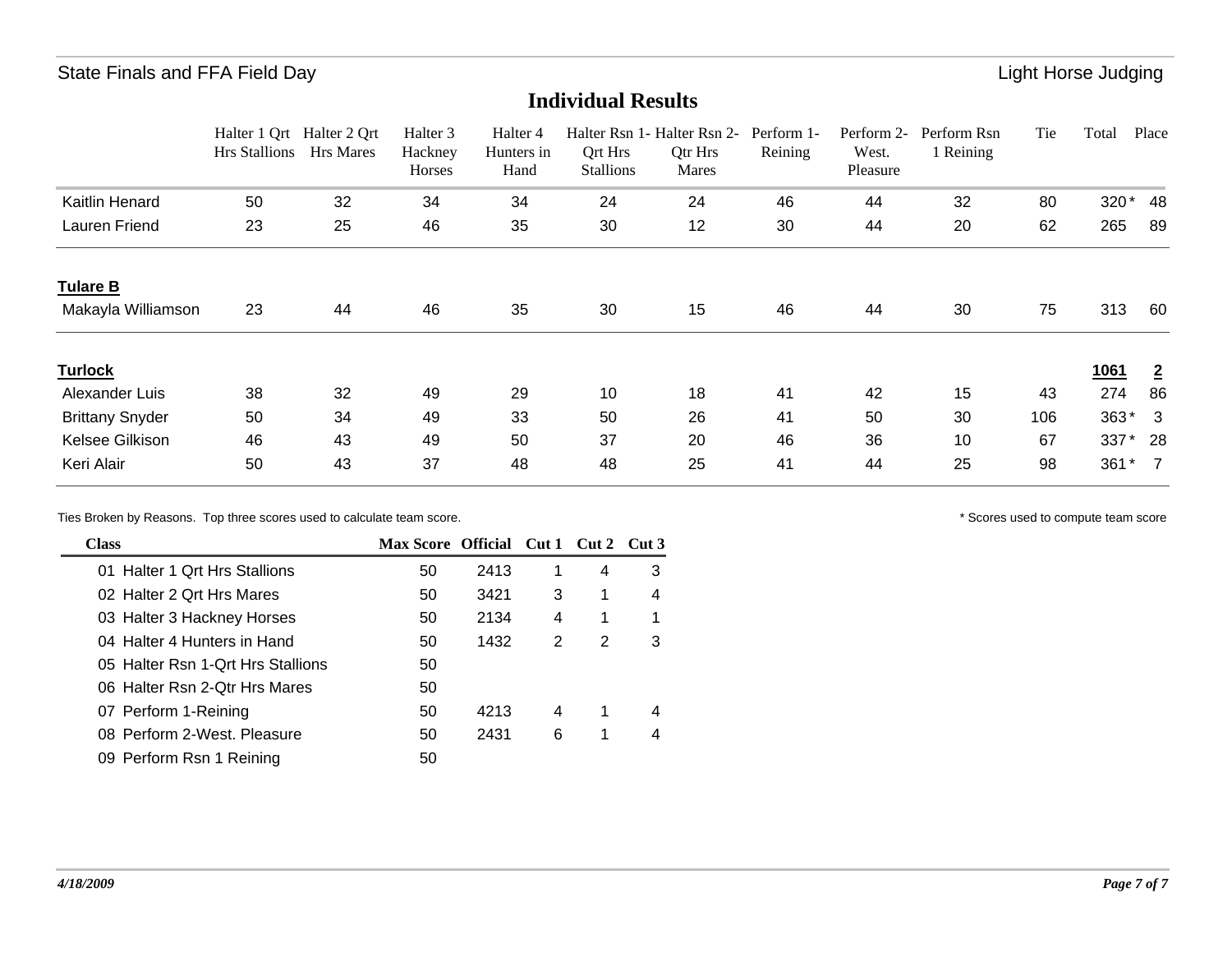## Individual Results

| | Halter 1 Qrt Hrs Stallions | Halter 2 Qrt Hrs Mares | Halter 3 Hackney Horses | Halter 4 Hunters in Hand | Halter Rsn 1-Qrt Hrs Stallions | Halter Rsn 2-Qtr Hrs Mares | Perform 1-Reining | Perform 2-West. Pleasure | Perform Rsn 1 Reining | Tie | Total | Place |
|---|---|---|---|---|---|---|---|---|---|---|---|---|
| Kaitlin Henard | 50 | 32 | 34 | 34 | 24 | 24 | 46 | 44 | 32 | 80 | 320 * | 48 |
| Lauren Friend | 23 | 25 | 46 | 35 | 30 | 12 | 30 | 44 | 20 | 62 | 265 | 89 |
| **Tulare B** | | | | | | | | | | | | |
| Makayla Williamson | 23 | 44 | 46 | 35 | 30 | 15 | 46 | 44 | 30 | 75 | 313 | 60 |
| **Turlock** | | | | | | | | | | | **1061** | **2** |
| Alexander Luis | 38 | 32 | 49 | 29 | 10 | 18 | 41 | 42 | 15 | 43 | 274 | 86 |
| Brittany Snyder | 50 | 34 | 49 | 33 | 50 | 26 | 41 | 50 | 30 | 106 | 363 * | 3 |
| Kelsee Gilkison | 46 | 43 | 49 | 50 | 37 | 20 | 46 | 36 | 10 | 67 | 337 * | 28 |
| Keri Alair | 50 | 43 | 37 | 48 | 48 | 25 | 41 | 44 | 25 | 98 | 361 * | 7 |

Ties Broken by Reasons. Top three scores used to calculate team score.

* Scores used to compute team score

| Class | Max Score | Official | Cut 1 | Cut 2 | Cut 3 |
|---|---|---|---|---|---|
| 01 Halter 1 Qrt Hrs Stallions | 50 | 2413 | 1 | 4 | 3 |
| 02 Halter 2 Qrt Hrs Mares | 50 | 3421 | 3 | 1 | 4 |
| 03 Halter 3 Hackney Horses | 50 | 2134 | 4 | 1 | 1 |
| 04 Halter 4 Hunters in Hand | 50 | 1432 | 2 | 2 | 3 |
| 05 Halter Rsn 1-Qrt Hrs Stallions | 50 | | | | |
| 06 Halter Rsn 2-Qtr Hrs Mares | 50 | | | | |
| 07 Perform 1-Reining | 50 | 4213 | 4 | 1 | 4 |
| 08 Perform 2-West. Pleasure | 50 | 2431 | 6 | 1 | 4 |
| 09 Perform Rsn 1 Reining | 50 | | | | |